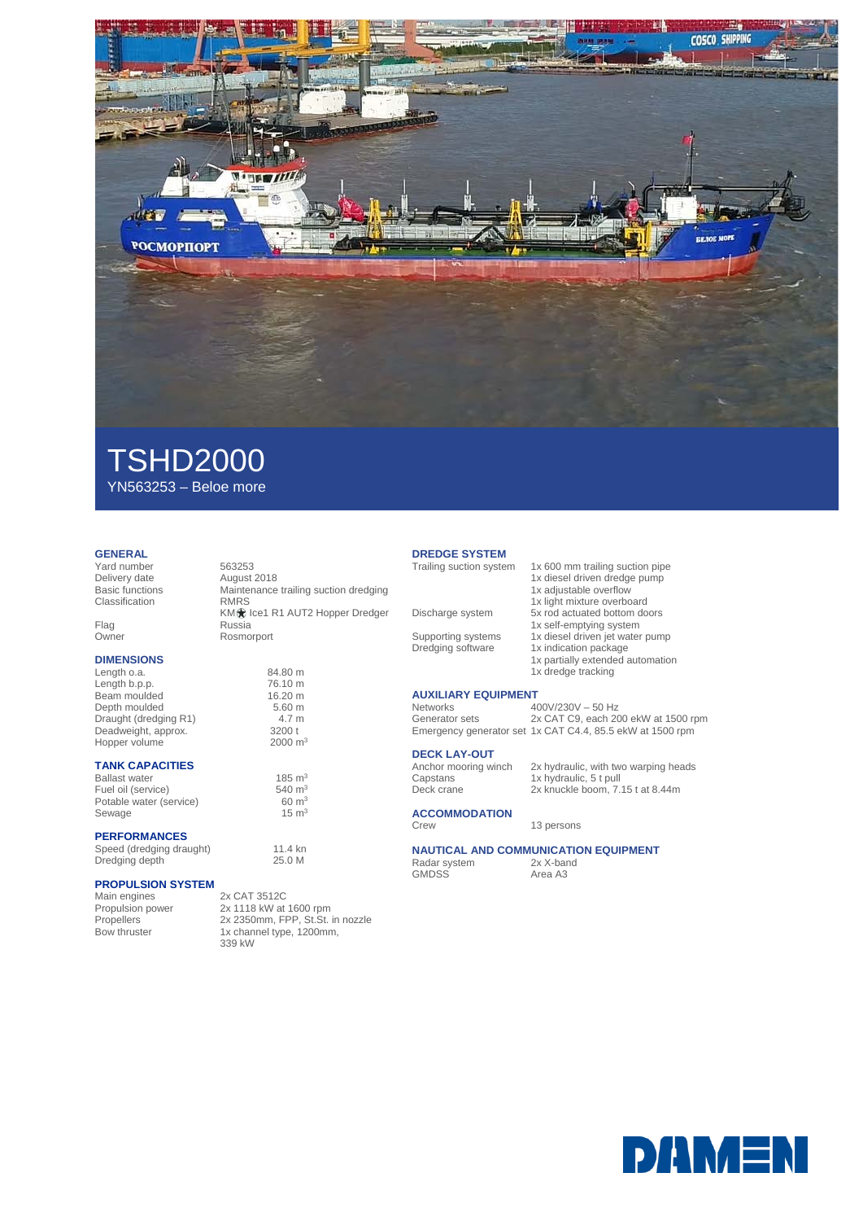# TSHD2000

YN563253 – Beloe more

## GENERAL

| | |
|---|---|
| Yard number | 563253 |
| Delivery date | August 2018 |
| Basic functions | Maintenance trailing suction dredging |
| Classification | RMRS<br>KM★ Ice1 R1 AUT2 Hopper Dredger |
| Flag | Russia |
| Owner | Rosmorport |

## DIMENSIONS

| | |
|---|---|
| Length o.a. | 84.80 m |
| Length b.p.p. | 76.10 m |
| Beam moulded | 16.20 m |
| Depth moulded | 5.60 m |
| Draught (dredging R1) | 4.7 m |
| Deadweight, approx. | 3200 t |
| Hopper volume | 2000 m³ |

## TANK CAPACITIES

| | |
|---|---|
| Ballast water | 185 m³ |
| Fuel oil (service) | 540 m³ |
| Potable water (service) | 60 m³ |
| Sewage | 15 m³ |

## PERFORMANCES

| | |
|---|---|
| Speed (dredging draught) | 11.4 kn |
| Dredging depth | 25.0 M |

## PROPULSION SYSTEM

| | |
|---|---|
| Main engines | 2x CAT 3512C |
| Propulsion power | 2x 1118 kW at 1600 rpm |
| Propellers | 2x 2350mm, FPP, St.St. in nozzle |
| Bow thruster | 1x channel type, 1200mm, 339 kW |

## DREDGE SYSTEM

| | |
|---|---|
| Trailing suction system | 1x 600 mm trailing suction pipe<br>1x diesel driven dredge pump<br>1x adjustable overflow<br>1x light mixture overboard |
| Discharge system | 5x rod actuated bottom doors<br>1x self-emptying system |
| Supporting systems | 1x diesel driven jet water pump |
| Dredging software | 1x indication package<br>1x partially extended automation<br>1x dredge tracking |

## AUXILIARY EQUIPMENT

| | |
|---|---|
| Networks | 400V/230V – 50 Hz |
| Generator sets | 2x CAT C9, each 200 ekW at 1500 rpm |
| Emergency generator set | 1x CAT C4.4, 85.5 ekW at 1500 rpm |

## DECK LAY-OUT

| | |
|---|---|
| Anchor mooring winch | 2x hydraulic, with two warping heads |
| Capstans | 1x hydraulic, 5 t pull |
| Deck crane | 2x knuckle boom, 7.15 t at 8.44m |

## ACCOMMODATION

| | |
|---|---|
| Crew | 13 persons |

## NAUTICAL AND COMMUNICATION EQUIPMENT

| | |
|---|---|
| Radar system | 2x X-band |
| GMDSS | Area A3 |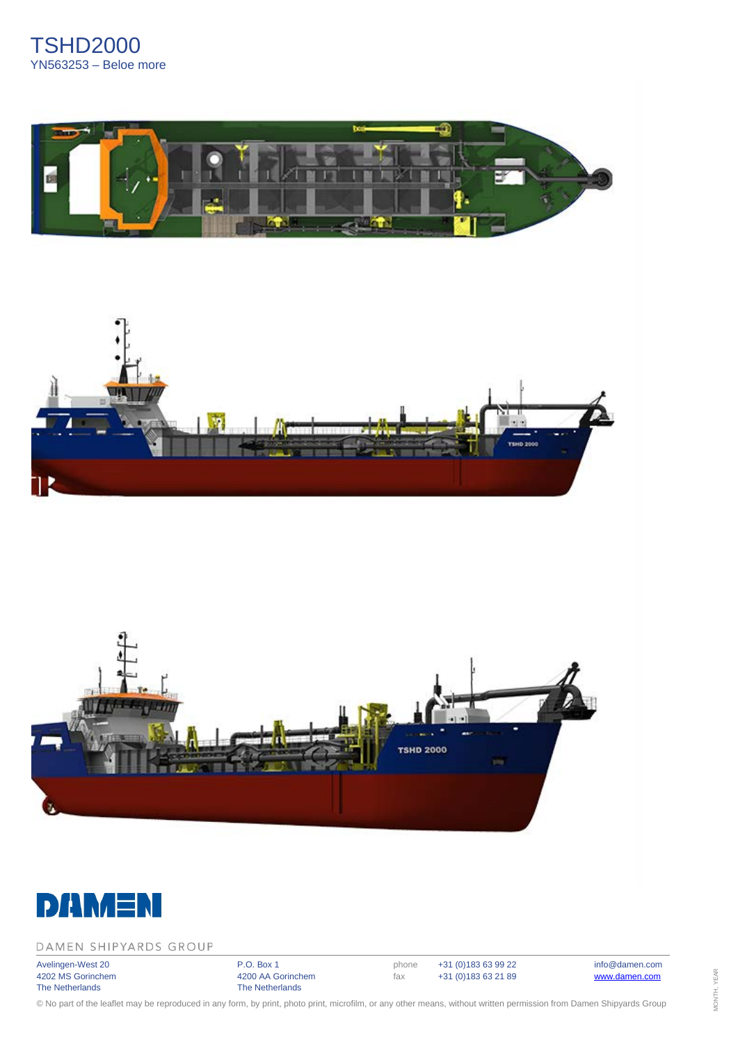# TSHD2000

YN563253 – Beloe more

DAMEN SHIPYARDS GROUP

Avelingen-West 20
4202 MS Gorinchem
The Netherlands

P.O. Box 1
4200 AA Gorinchem
The Netherlands

phone +31 (0)183 63 99 22
fax +31 (0)183 63 21 89

info@damen.com
www.damen.com

© No part of the leaflet may be reproduced in any form, by print, photo print, microfilm, or any other means, without written permission from Damen Shipyards Group